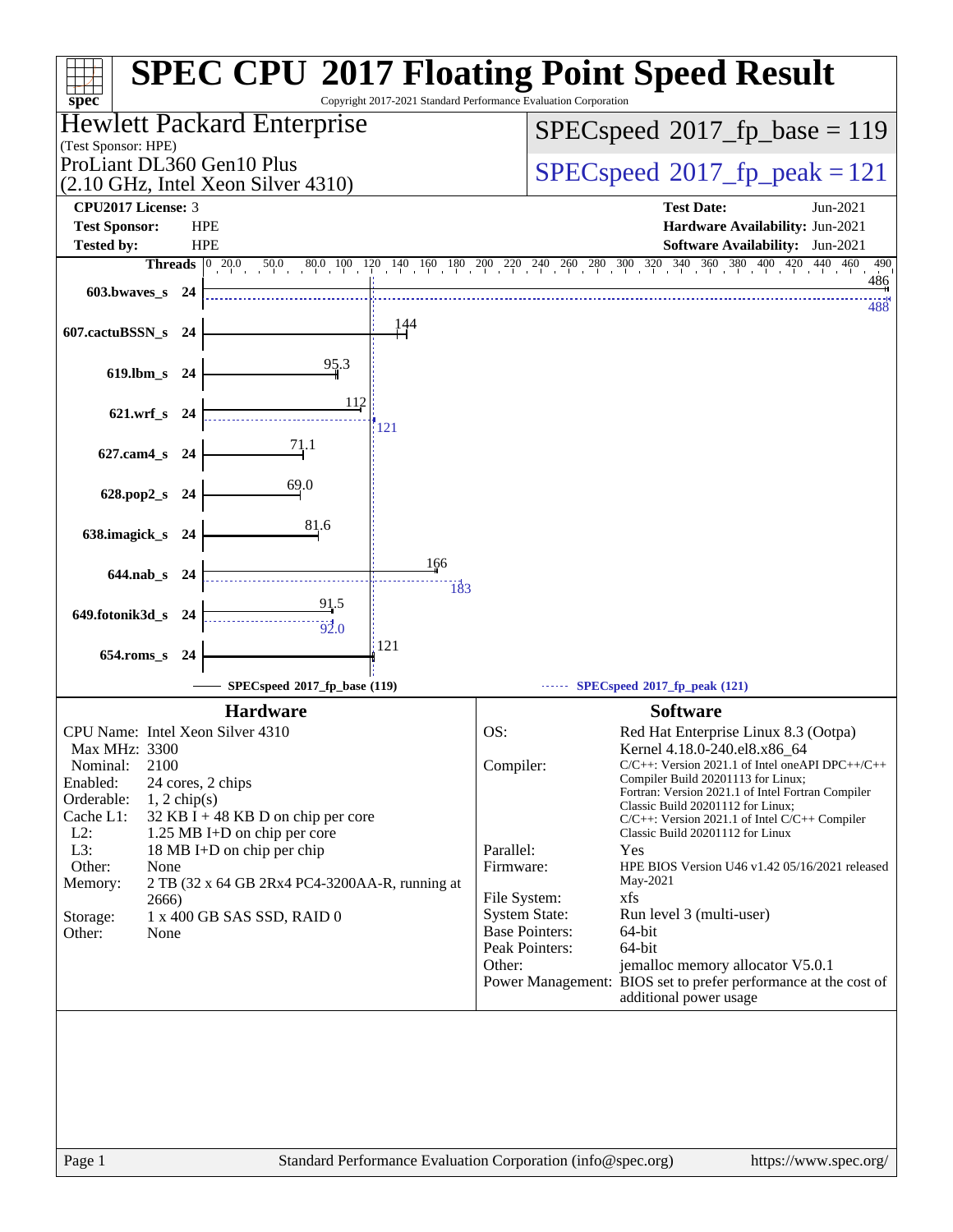# SPEC CPU 2017 Floating Point Speed Result

Copyright 2017-2021 Standard Performance Evaluation Corporation

## Hewlett Packard Enterprise

(Test Sponsor: HPE)

ProLiant DL360 Gen10 Plus
(2.10 GHz, Intel Xeon Silver 4310)

**SPECspeed 2017_fp_base = 119**

**SPECspeed 2017_fp_peak = 121**

| | | | |
|---|---|---|---|
| **CPU2017 License:** | 3 | **Test Date:** | Jun-2021 |
| **Test Sponsor:** | HPE | **Hardware Availability:** | Jun-2021 |
| **Tested by:** | HPE | **Software Availability:** | Jun-2021 |

| Benchmark | Threads | Base | Peak |
|---|---|---|---|
| 603.bwaves_s | 24 | 486 | 488 |
| 607.cactuBSSN_s | 24 | 144 | |
| 619.lbm_s | 24 | 95.3 | |
| 621.wrf_s | 24 | 112 | 121 |
| 627.cam4_s | 24 | 71.1 | |
| 628.pop2_s | 24 | 69.0 | |
| 638.imagick_s | 24 | 81.6 | |
| 644.nab_s | 24 | 166 | 183 |
| 649.fotonik3d_s | 24 | 91.5 | 92.0 |
| 654.roms_s | 24 | 121 | |

SPECspeed 2017_fp_base (119) ------ SPECspeed 2017_fp_peak (121)

### Hardware

| | |
|---|---|
| CPU Name: | Intel Xeon Silver 4310 |
| Max MHz: | 3300 |
| Nominal: | 2100 |
| Enabled: | 24 cores, 2 chips |
| Orderable: | 1, 2 chip(s) |
| Cache L1: | 32 KB I + 48 KB D on chip per core |
| L2: | 1.25 MB I+D on chip per core |
| L3: | 18 MB I+D on chip per chip |
| Other: | None |
| Memory: | 2 TB (32 x 64 GB 2Rx4 PC4-3200AA-R, running at 2666) |
| Storage: | 1 x 400 GB SAS SSD, RAID 0 |
| Other: | None |

### Software

| | |
|---|---|
| OS: | Red Hat Enterprise Linux 8.3 (Ootpa) Kernel 4.18.0-240.el8.x86_64 |
| Compiler: | C/C++: Version 2021.1 of Intel oneAPI DPC++/C++ Compiler Build 20201113 for Linux; Fortran: Version 2021.1 of Intel Fortran Compiler Classic Build 20201112 for Linux; C/C++: Version 2021.1 of Intel C/C++ Compiler Classic Build 20201112 for Linux |
| Parallel: | Yes |
| Firmware: | HPE BIOS Version U46 v1.42 05/16/2021 released May-2021 |
| File System: | xfs |
| System State: | Run level 3 (multi-user) |
| Base Pointers: | 64-bit |
| Peak Pointers: | 64-bit |
| Other: | jemalloc memory allocator V5.0.1 |
| Power Management: | BIOS set to prefer performance at the cost of additional power usage |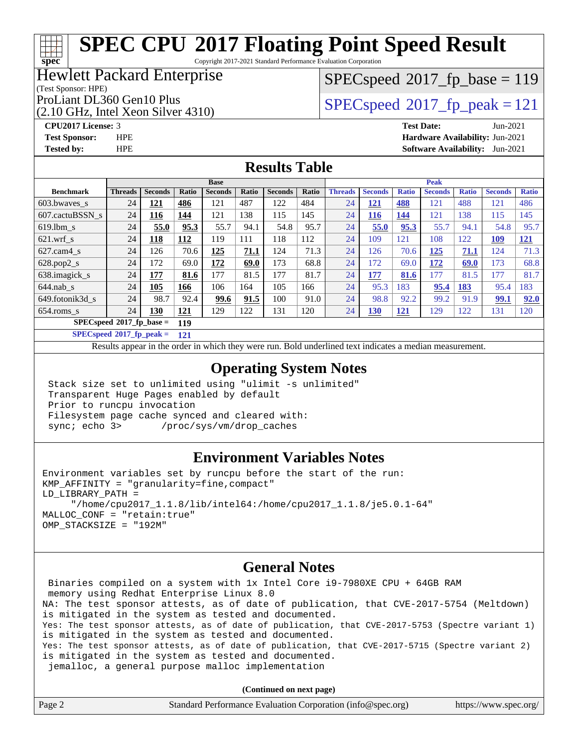# SPEC CPU 2017 Floating Point Speed Result

Copyright 2017-2021 Standard Performance Evaluation Corporation

**Hewlett Packard Enterprise**
(Test Sponsor: HPE)
ProLiant DL360 Gen10 Plus
(2.10 GHz, Intel Xeon Silver 4310)

SPECspeed 2017_fp_base = 119

SPECspeed 2017_fp_peak = 121

**CPU2017 License:** 3
**Test Sponsor:** HPE
**Tested by:** HPE

**Test Date:** Jun-2021
**Hardware Availability:** Jun-2021
**Software Availability:** Jun-2021

## Results Table

| Benchmark | Base | | | | | | | Peak | | | | | | |
|---|---|---|---|---|---|---|---|---|---|---|---|---|---|---|
| | Threads | Seconds | Ratio | Seconds | Ratio | Seconds | Ratio | Threads | Seconds | Ratio | Seconds | Ratio | Seconds | Ratio |
| 603.bwaves_s | 24 | **121** | **486** | 121 | 487 | 122 | 484 | 24 | **121** | **488** | 121 | 488 | 121 | 486 |
| 607.cactuBSSN_s | 24 | **116** | **144** | 121 | 138 | 115 | 145 | 24 | **116** | **144** | 121 | 138 | 115 | 145 |
| 619.lbm_s | 24 | **55.0** | **95.3** | 55.7 | 94.1 | 54.8 | 95.7 | 24 | **55.0** | **95.3** | 55.7 | 94.1 | 54.8 | 95.7 |
| 621.wrf_s | 24 | **118** | **112** | 119 | 111 | 118 | 112 | 24 | 109 | 121 | 108 | 122 | **109** | **121** |
| 627.cam4_s | 24 | 126 | 70.6 | **125** | **71.1** | 124 | 71.3 | 24 | 126 | 70.6 | **125** | **71.1** | 124 | 71.3 |
| 628.pop2_s | 24 | 172 | 69.0 | **172** | **69.0** | 173 | 68.8 | 24 | 172 | 69.0 | **172** | **69.0** | 173 | 68.8 |
| 638.imagick_s | 24 | **177** | **81.6** | 177 | 81.5 | 177 | 81.7 | 24 | **177** | **81.6** | 177 | 81.5 | 177 | 81.7 |
| 644.nab_s | 24 | **105** | **166** | 106 | 164 | 105 | 166 | 24 | 95.3 | 183 | **95.4** | **183** | 95.4 | 183 |
| 649.fotonik3d_s | 24 | 98.7 | 92.4 | **99.6** | **91.5** | 100 | 91.0 | 24 | 98.8 | 92.2 | 99.2 | 91.9 | **99.1** | **92.0** |
| 654.roms_s | 24 | **130** | **121** | 129 | 122 | 131 | 120 | 24 | **130** | **121** | 129 | 122 | 131 | 120 |

**SPECspeed 2017_fp_base = 119**

**SPECspeed 2017_fp_peak = 121**

Results appear in the order in which they were run. Bold underlined text indicates a median measurement.

## Operating System Notes

```
Stack size set to unlimited using "ulimit -s unlimited"
Transparent Huge Pages enabled by default
Prior to runcpu invocation
Filesystem page cache synced and cleared with:
sync; echo 3>       /proc/sys/vm/drop_caches
```

## Environment Variables Notes

```
Environment variables set by runcpu before the start of the run:
KMP_AFFINITY = "granularity=fine,compact"
LD_LIBRARY_PATH =
     "/home/cpu2017_1.1.8/lib/intel64:/home/cpu2017_1.1.8/je5.0.1-64"
MALLOC_CONF = "retain:true"
OMP_STACKSIZE = "192M"
```

## General Notes

```
 Binaries compiled on a system with 1x Intel Core i9-7980XE CPU + 64GB RAM
 memory using Redhat Enterprise Linux 8.0
NA: The test sponsor attests, as of date of publication, that CVE-2017-5754 (Meltdown)
is mitigated in the system as tested and documented.
Yes: The test sponsor attests, as of date of publication, that CVE-2017-5753 (Spectre variant 1)
is mitigated in the system as tested and documented.
Yes: The test sponsor attests, as of date of publication, that CVE-2017-5715 (Spectre variant 2)
is mitigated in the system as tested and documented.
 jemalloc, a general purpose malloc implementation
```

**(Continued on next page)**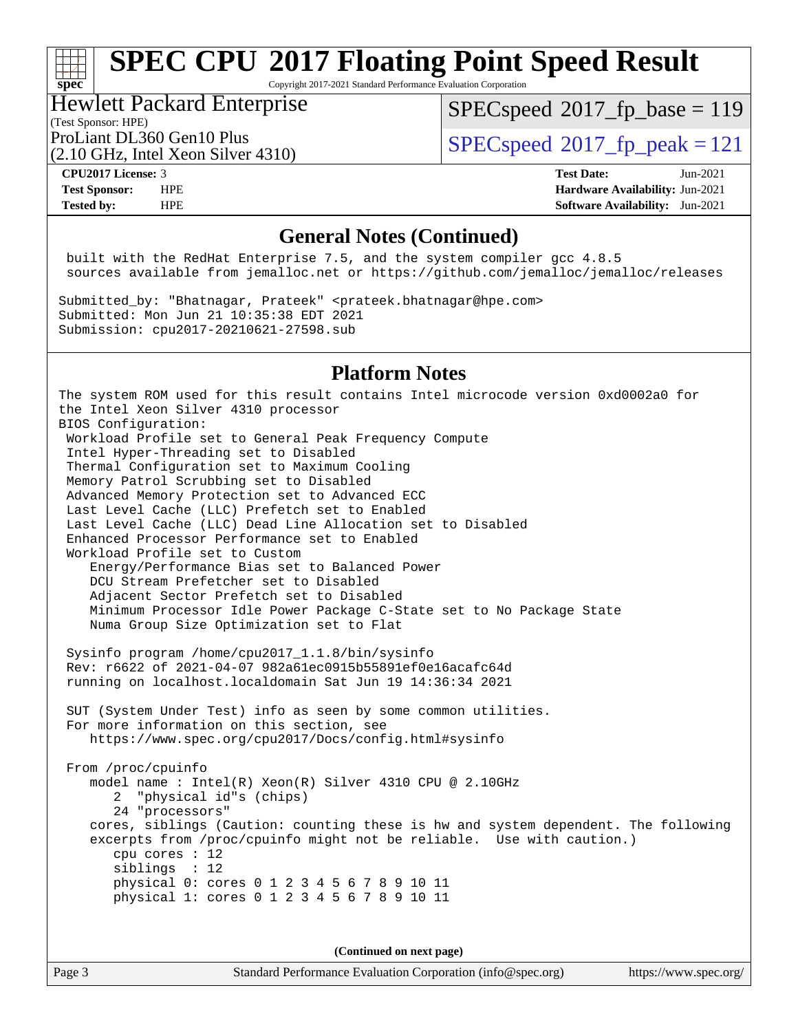# SPEC CPU 2017 Floating Point Speed Result

Copyright 2017-2021 Standard Performance Evaluation Corporation

**Hewlett Packard Enterprise**
(Test Sponsor: HPE)

ProLiant DL360 Gen10 Plus
(2.10 GHz, Intel Xeon Silver 4310)

SPECspeed 2017_fp_base = 119
SPECspeed 2017_fp_peak = 121

| | | | |
|---|---|---|---|
| **CPU2017 License:** | 3 | **Test Date:** | Jun-2021 |
| **Test Sponsor:** | HPE | **Hardware Availability:** | Jun-2021 |
| **Tested by:** | HPE | **Software Availability:** | Jun-2021 |

## General Notes (Continued)

```
 built with the RedHat Enterprise 7.5, and the system compiler gcc 4.8.5
 sources available from jemalloc.net or https://github.com/jemalloc/jemalloc/releases

Submitted_by: "Bhatnagar, Prateek" <prateek.bhatnagar@hpe.com>
Submitted: Mon Jun 21 10:35:38 EDT 2021
Submission: cpu2017-20210621-27598.sub
```

## Platform Notes

```
The system ROM used for this result contains Intel microcode version 0xd0002a0 for
the Intel Xeon Silver 4310 processor
BIOS Configuration:
 Workload Profile set to General Peak Frequency Compute
 Intel Hyper-Threading set to Disabled
 Thermal Configuration set to Maximum Cooling
 Memory Patrol Scrubbing set to Disabled
 Advanced Memory Protection set to Advanced ECC
 Last Level Cache (LLC) Prefetch set to Enabled
 Last Level Cache (LLC) Dead Line Allocation set to Disabled
 Enhanced Processor Performance set to Enabled
 Workload Profile set to Custom
    Energy/Performance Bias set to Balanced Power
    DCU Stream Prefetcher set to Disabled
    Adjacent Sector Prefetch set to Disabled
    Minimum Processor Idle Power Package C-State set to No Package State
    Numa Group Size Optimization set to Flat

 Sysinfo program /home/cpu2017_1.1.8/bin/sysinfo
 Rev: r6622 of 2021-04-07 982a61ec0915b55891ef0e16acafc64d
 running on localhost.localdomain Sat Jun 19 14:36:34 2021

 SUT (System Under Test) info as seen by some common utilities.
 For more information on this section, see
    https://www.spec.org/cpu2017/Docs/config.html#sysinfo

 From /proc/cpuinfo
    model name : Intel(R) Xeon(R) Silver 4310 CPU @ 2.10GHz
       2  "physical id"s (chips)
       24 "processors"
    cores, siblings (Caution: counting these is hw and system dependent. The following
    excerpts from /proc/cpuinfo might not be reliable.  Use with caution.)
       cpu cores : 12
       siblings  : 12
       physical 0: cores 0 1 2 3 4 5 6 7 8 9 10 11
       physical 1: cores 0 1 2 3 4 5 6 7 8 9 10 11
```

(Continued on next page)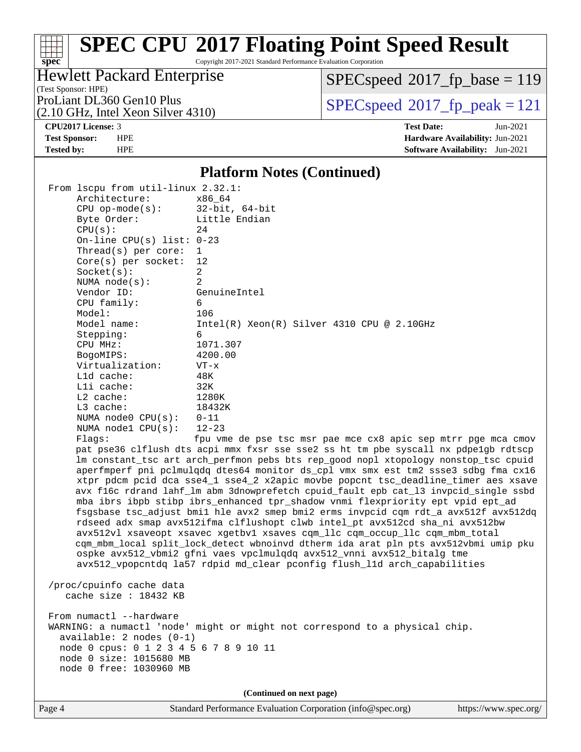# SPEC CPU 2017 Floating Point Speed Result

Copyright 2017-2021 Standard Performance Evaluation Corporation

**Hewlett Packard Enterprise**
(Test Sponsor: HPE)

ProLiant DL360 Gen10 Plus
(2.10 GHz, Intel Xeon Silver 4310)

SPECspeed 2017_fp_base = 119

SPECspeed 2017_fp_peak = 121

| | | | |
|---|---|---|---|
| **CPU2017 License:** | 3 | **Test Date:** | Jun-2021 |
| **Test Sponsor:** | HPE | **Hardware Availability:** | Jun-2021 |
| **Tested by:** | HPE | **Software Availability:** | Jun-2021 |

## Platform Notes (Continued)

```
From lscpu from util-linux 2.32.1:
     Architecture:          x86_64
     CPU op-mode(s):        32-bit, 64-bit
     Byte Order:            Little Endian
     CPU(s):                24
     On-line CPU(s) list: 0-23
     Thread(s) per core:  1
     Core(s) per socket:  12
     Socket(s):             2
     NUMA node(s):          2
     Vendor ID:             GenuineIntel
     CPU family:            6
     Model:                 106
     Model name:            Intel(R) Xeon(R) Silver 4310 CPU @ 2.10GHz
     Stepping:              6
     CPU MHz:               1071.307
     BogoMIPS:              4200.00
     Virtualization:        VT-x
     L1d cache:             48K
     L1i cache:             32K
     L2 cache:              1280K
     L3 cache:              18432K
     NUMA node0 CPU(s):     0-11
     NUMA node1 CPU(s):     12-23
     Flags:                 fpu vme de pse tsc msr pae mce cx8 apic sep mtrr pge mca cmov
     pat pse36 clflush dts acpi mmx fxsr sse sse2 ss ht tm pbe syscall nx pdpe1gb rdtscp
     lm constant_tsc art arch_perfmon pebs bts rep_good nopl xtopology nonstop_tsc cpuid
     aperfmperf pni pclmulqdq dtes64 monitor ds_cpl vmx smx est tm2 ssse3 sdbg fma cx16
     xtpr pdcm pcid dca sse4_1 sse4_2 x2apic movbe popcnt tsc_deadline_timer aes xsave
     avx f16c rdrand lahf_lm abm 3dnowprefetch cpuid_fault epb cat_l3 invpcid_single ssbd
     mba ibrs ibpb stibp ibrs_enhanced tpr_shadow vnmi flexpriority ept vpid ept_ad
     fsgsbase tsc_adjust bmi1 hle avx2 smep bmi2 erms invpcid cqm rdt_a avx512f avx512dq
     rdseed adx smap avx512ifma clflushopt clwb intel_pt avx512cd sha_ni avx512bw
     avx512vl xsaveopt xsavec xgetbv1 xsaves cqm_llc cqm_occup_llc cqm_mbm_total
     cqm_mbm_local split_lock_detect wbnoinvd dtherm ida arat pln pts avx512vbmi umip pku
     ospke avx512_vbmi2 gfni vaes vpclmulqdq avx512_vnni avx512_bitalg tme
     avx512_vpopcntdq la57 rdpid md_clear pconfig flush_l1d arch_capabilities

 /proc/cpuinfo cache data
    cache size : 18432 KB

 From numactl --hardware
 WARNING: a numactl 'node' might or might not correspond to a physical chip.
   available: 2 nodes (0-1)
   node 0 cpus: 0 1 2 3 4 5 6 7 8 9 10 11
   node 0 size: 1015680 MB
   node 0 free: 1030960 MB
```

**(Continued on next page)**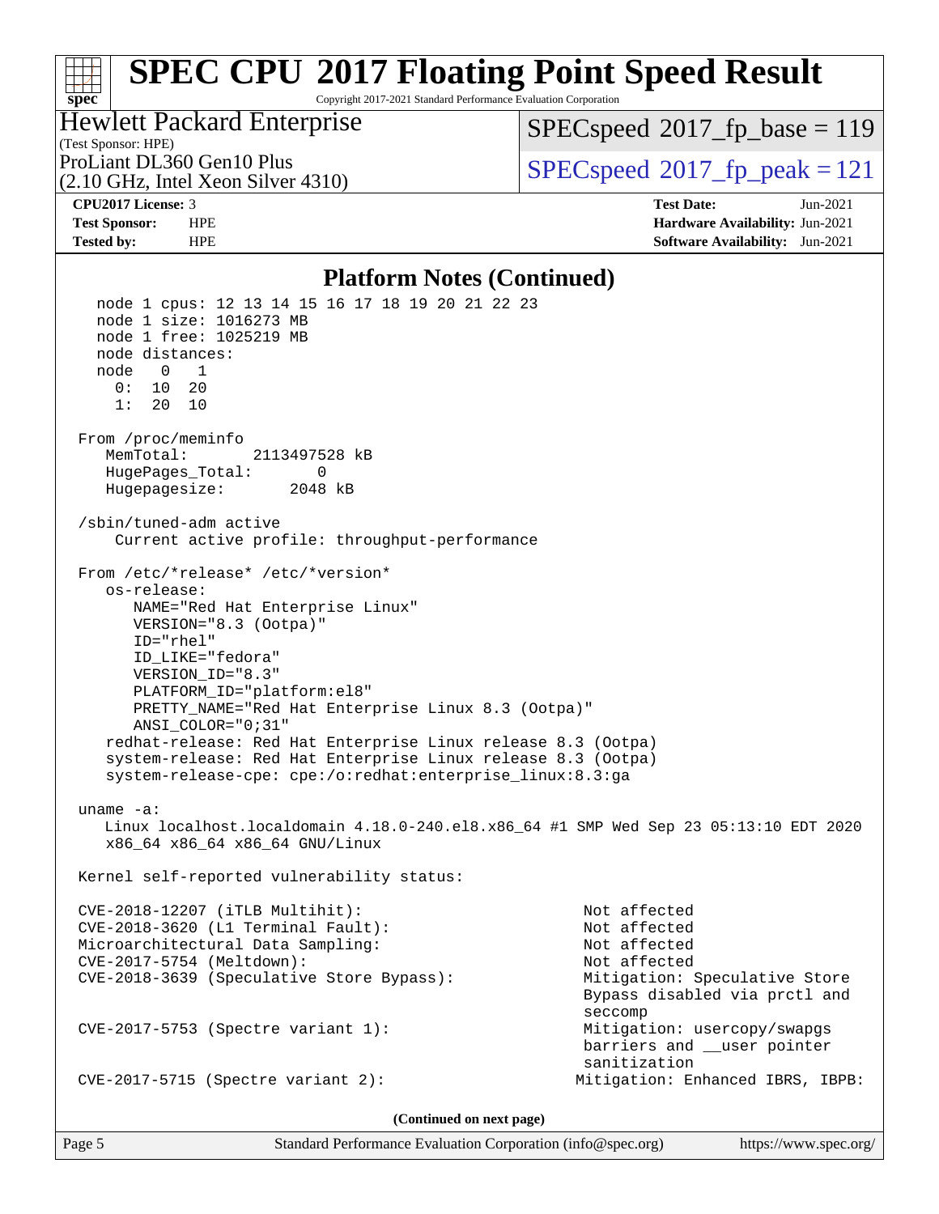# SPEC CPU 2017 Floating Point Speed Result

Copyright 2017-2021 Standard Performance Evaluation Corporation

**Hewlett Packard Enterprise**
(Test Sponsor: HPE)
ProLiant DL360 Gen10 Plus
(2.10 GHz, Intel Xeon Silver 4310)

SPECspeed 2017_fp_base = 119
SPECspeed 2017_fp_peak = 121

| | | | |
|---|---|---|---|
| **CPU2017 License:** | 3 | **Test Date:** | Jun-2021 |
| **Test Sponsor:** | HPE | **Hardware Availability:** | Jun-2021 |
| **Tested by:** | HPE | **Software Availability:** | Jun-2021 |

## Platform Notes (Continued)

```
    node 1 cpus: 12 13 14 15 16 17 18 19 20 21 22 23
    node 1 size: 1016273 MB
    node 1 free: 1025219 MB
    node distances:
    node   0   1
      0:  10  20
      1:  20  10

 From /proc/meminfo
    MemTotal:       2113497528 kB
    HugePages_Total:       0
    Hugepagesize:       2048 kB

 /sbin/tuned-adm active
     Current active profile: throughput-performance

 From /etc/*release* /etc/*version*
    os-release:
       NAME="Red Hat Enterprise Linux"
       VERSION="8.3 (Ootpa)"
       ID="rhel"
       ID_LIKE="fedora"
       VERSION_ID="8.3"
       PLATFORM_ID="platform:el8"
       PRETTY_NAME="Red Hat Enterprise Linux 8.3 (Ootpa)"
       ANSI_COLOR="0;31"
    redhat-release: Red Hat Enterprise Linux release 8.3 (Ootpa)
    system-release: Red Hat Enterprise Linux release 8.3 (Ootpa)
    system-release-cpe: cpe:/o:redhat:enterprise_linux:8.3:ga

 uname -a:
    Linux localhost.localdomain 4.18.0-240.el8.x86_64 #1 SMP Wed Sep 23 05:13:10 EDT 2020
    x86_64 x86_64 x86_64 GNU/Linux

 Kernel self-reported vulnerability status:

 CVE-2018-12207 (iTLB Multihit):                        Not affected
 CVE-2018-3620 (L1 Terminal Fault):                     Not affected
 Microarchitectural Data Sampling:                      Not affected
 CVE-2017-5754 (Meltdown):                              Not affected
 CVE-2018-3639 (Speculative Store Bypass):              Mitigation: Speculative Store
                                                        Bypass disabled via prctl and
                                                        seccomp
 CVE-2017-5753 (Spectre variant 1):                     Mitigation: usercopy/swapgs
                                                        barriers and __user pointer
                                                        sanitization
 CVE-2017-5715 (Spectre variant 2):                    Mitigation: Enhanced IBRS, IBPB:
```

**(Continued on next page)**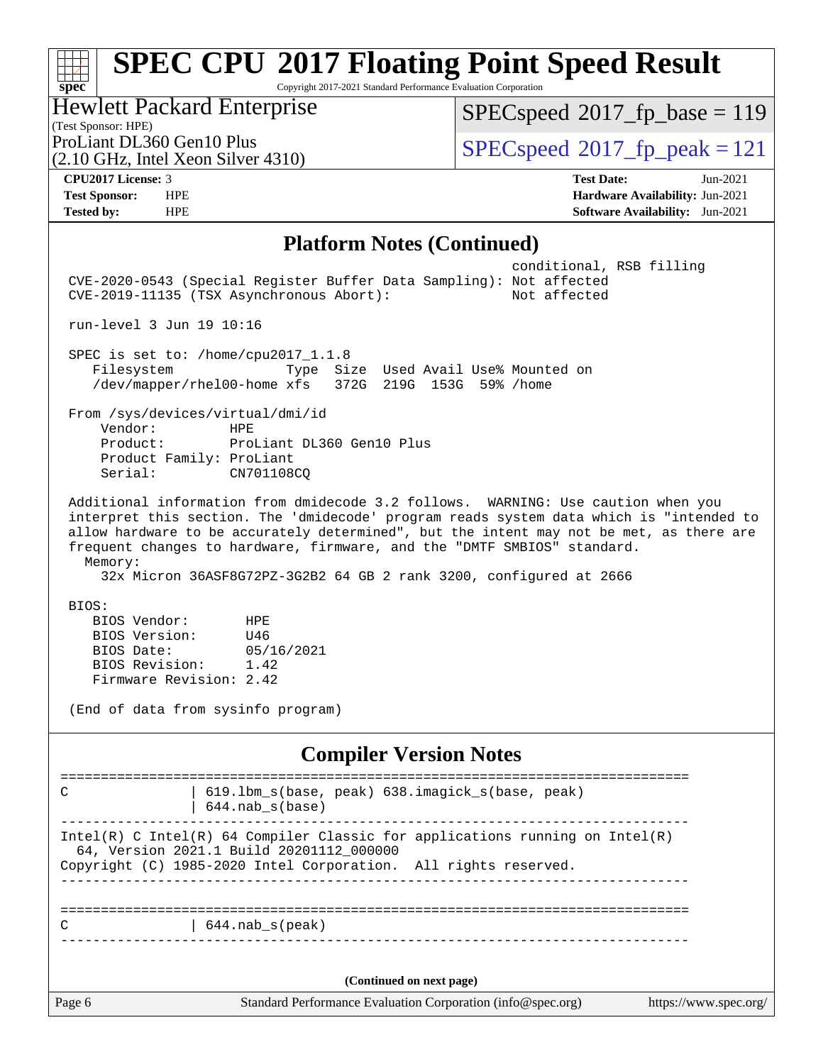# SPEC CPU 2017 Floating Point Speed Result

Copyright 2017-2021 Standard Performance Evaluation Corporation

**Hewlett Packard Enterprise**
(Test Sponsor: HPE)
ProLiant DL360 Gen10 Plus
(2.10 GHz, Intel Xeon Silver 4310)

SPECspeed 2017_fp_base = 119
SPECspeed 2017_fp_peak = 121

| | | | |
|---|---|---|---|
| **CPU2017 License:** | 3 | **Test Date:** | Jun-2021 |
| **Test Sponsor:** | HPE | **Hardware Availability:** | Jun-2021 |
| **Tested by:** | HPE | **Software Availability:** | Jun-2021 |

## Platform Notes (Continued)

```
                                                            conditional, RSB filling
  CVE-2020-0543 (Special Register Buffer Data Sampling): Not affected
  CVE-2019-11135 (TSX Asynchronous Abort):               Not affected

 run-level 3 Jun 19 10:16

 SPEC is set to: /home/cpu2017_1.1.8
    Filesystem              Type  Size  Used Avail Use% Mounted on
    /dev/mapper/rhel00-home xfs   372G  219G  153G  59% /home

 From /sys/devices/virtual/dmi/id
     Vendor:         HPE
     Product:        ProLiant DL360 Gen10 Plus
     Product Family: ProLiant
     Serial:         CN701108CQ

 Additional information from dmidecode 3.2 follows.  WARNING: Use caution when you
 interpret this section. The 'dmidecode' program reads system data which is "intended to
 allow hardware to be accurately determined", but the intent may not be met, as there are
 frequent changes to hardware, firmware, and the "DMTF SMBIOS" standard.
   Memory:
     32x Micron 36ASF8G72PZ-3G2B2 64 GB 2 rank 3200, configured at 2666

 BIOS:
    BIOS Vendor:       HPE
    BIOS Version:      U46
    BIOS Date:         05/16/2021
    BIOS Revision:     1.42
    Firmware Revision: 2.42

 (End of data from sysinfo program)
```

## Compiler Version Notes

```
==============================================================================
C               | 619.lbm_s(base, peak) 638.imagick_s(base, peak)
                | 644.nab_s(base)
------------------------------------------------------------------------------
Intel(R) C Intel(R) 64 Compiler Classic for applications running on Intel(R)
  64, Version 2021.1 Build 20201112_000000
Copyright (C) 1985-2020 Intel Corporation.  All rights reserved.
------------------------------------------------------------------------------

==============================================================================
C               | 644.nab_s(peak)
------------------------------------------------------------------------------
```

(Continued on next page)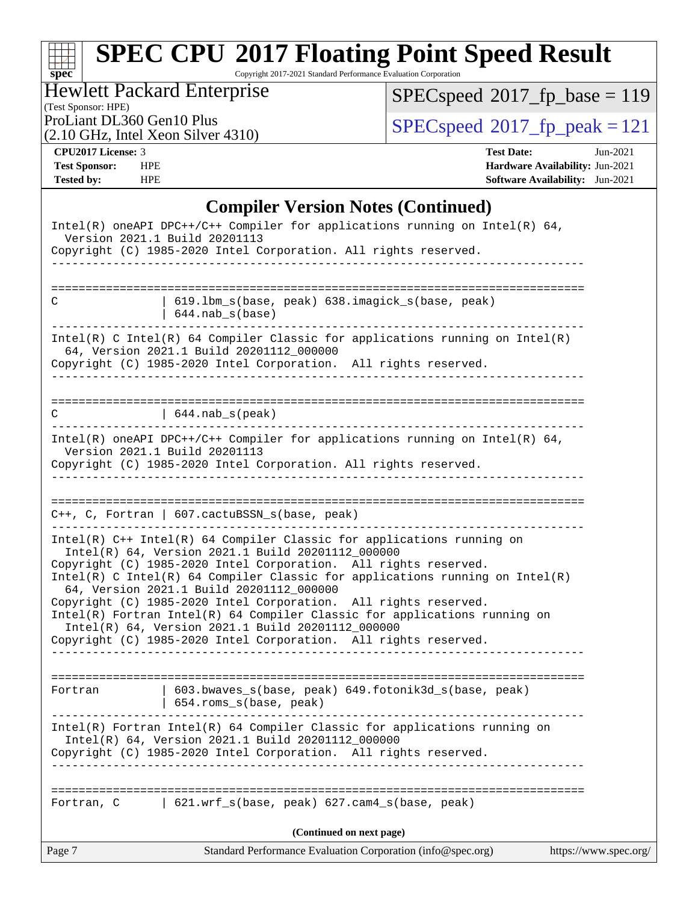## Compiler Version Notes (Continued)

```
Intel(R) oneAPI DPC++/C++ Compiler for applications running on Intel(R) 64,
  Version 2021.1 Build 20201113
Copyright (C) 1985-2020 Intel Corporation. All rights reserved.
------------------------------------------------------------------------------

==============================================================================
C               | 619.lbm_s(base, peak) 638.imagick_s(base, peak)
                | 644.nab_s(base)
------------------------------------------------------------------------------
Intel(R) C Intel(R) 64 Compiler Classic for applications running on Intel(R)
  64, Version 2021.1 Build 20201112_000000
Copyright (C) 1985-2020 Intel Corporation.  All rights reserved.
------------------------------------------------------------------------------

==============================================================================
C               | 644.nab_s(peak)
------------------------------------------------------------------------------
Intel(R) oneAPI DPC++/C++ Compiler for applications running on Intel(R) 64,
  Version 2021.1 Build 20201113
Copyright (C) 1985-2020 Intel Corporation. All rights reserved.
------------------------------------------------------------------------------

==============================================================================
C++, C, Fortran | 607.cactuBSSN_s(base, peak)
------------------------------------------------------------------------------
Intel(R) C++ Intel(R) 64 Compiler Classic for applications running on
  Intel(R) 64, Version 2021.1 Build 20201112_000000
Copyright (C) 1985-2020 Intel Corporation.  All rights reserved.
Intel(R) C Intel(R) 64 Compiler Classic for applications running on Intel(R)
  64, Version 2021.1 Build 20201112_000000
Copyright (C) 1985-2020 Intel Corporation.  All rights reserved.
Intel(R) Fortran Intel(R) 64 Compiler Classic for applications running on
  Intel(R) 64, Version 2021.1 Build 20201112_000000
Copyright (C) 1985-2020 Intel Corporation.  All rights reserved.
------------------------------------------------------------------------------

==============================================================================
Fortran         | 603.bwaves_s(base, peak) 649.fotonik3d_s(base, peak)
                | 654.roms_s(base, peak)
------------------------------------------------------------------------------
Intel(R) Fortran Intel(R) 64 Compiler Classic for applications running on
  Intel(R) 64, Version 2021.1 Build 20201112_000000
Copyright (C) 1985-2020 Intel Corporation.  All rights reserved.
------------------------------------------------------------------------------

==============================================================================
Fortran, C      | 621.wrf_s(base, peak) 627.cam4_s(base, peak)
```

(Continued on next page)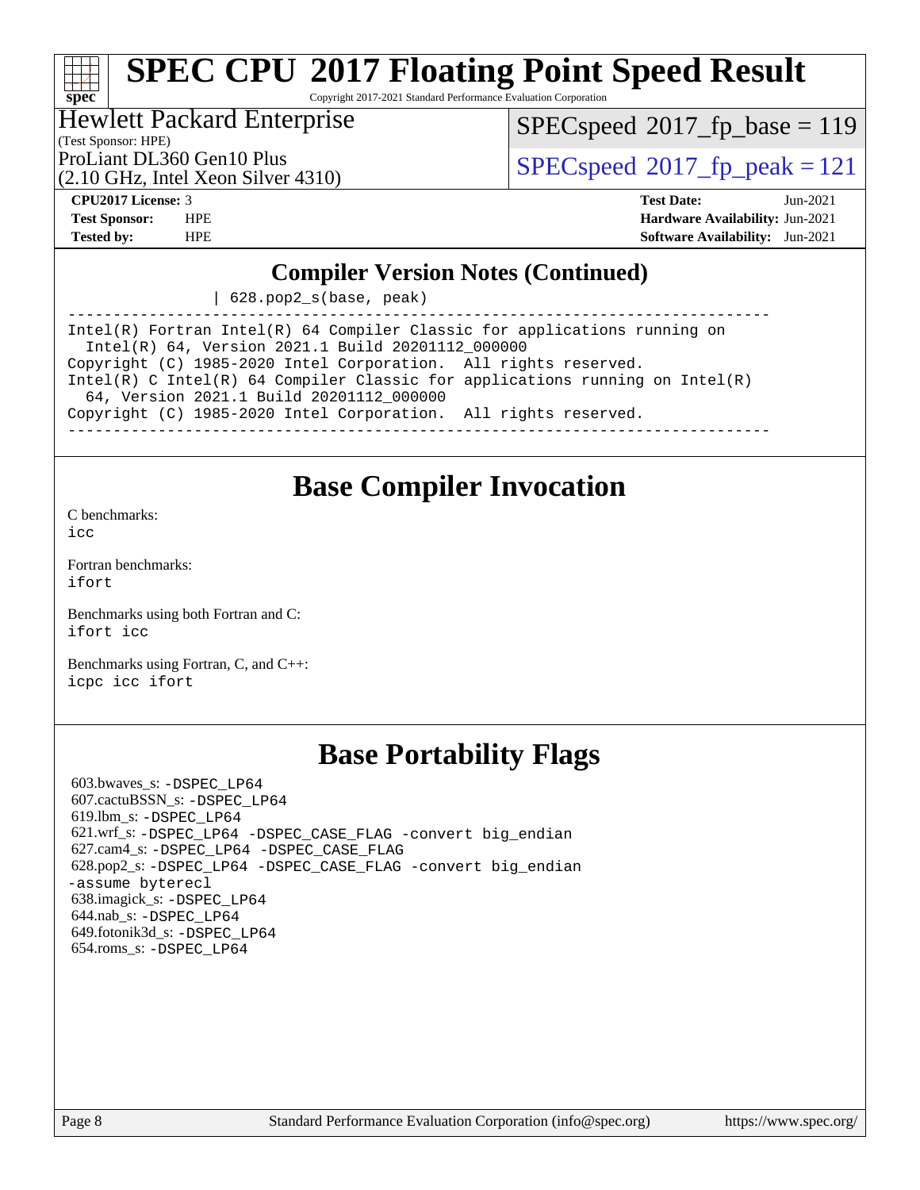## Compiler Version Notes (Continued)

```
                | 628.pop2_s(base, peak)
------------------------------------------------------------------------------
Intel(R) Fortran Intel(R) 64 Compiler Classic for applications running on
  Intel(R) 64, Version 2021.1 Build 20201112_000000
Copyright (C) 1985-2020 Intel Corporation.  All rights reserved.
Intel(R) C Intel(R) 64 Compiler Classic for applications running on Intel(R)
  64, Version 2021.1 Build 20201112_000000
Copyright (C) 1985-2020 Intel Corporation.  All rights reserved.
------------------------------------------------------------------------------
```

## Base Compiler Invocation

C benchmarks:
icc

Fortran benchmarks:
ifort

Benchmarks using both Fortran and C:
ifort icc

Benchmarks using Fortran, C, and C++:
icpc icc ifort

## Base Portability Flags

603.bwaves_s: -DSPEC_LP64
607.cactuBSSN_s: -DSPEC_LP64
619.lbm_s: -DSPEC_LP64
621.wrf_s: -DSPEC_LP64 -DSPEC_CASE_FLAG -convert big_endian
627.cam4_s: -DSPEC_LP64 -DSPEC_CASE_FLAG
628.pop2_s: -DSPEC_LP64 -DSPEC_CASE_FLAG -convert big_endian -assume byterecl
638.imagick_s: -DSPEC_LP64
644.nab_s: -DSPEC_LP64
649.fotonik3d_s: -DSPEC_LP64
654.roms_s: -DSPEC_LP64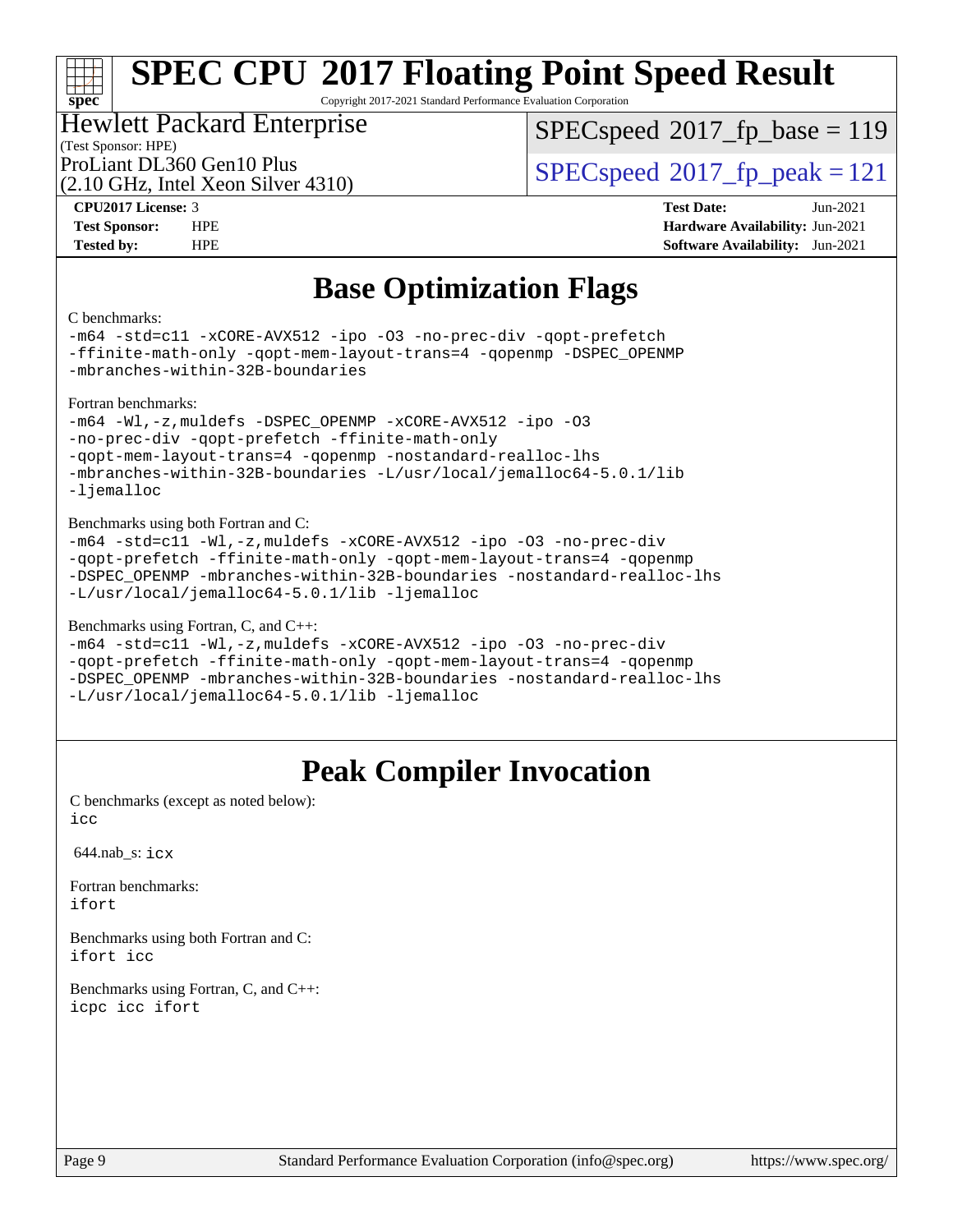# Base Optimization Flags

C benchmarks:

```
-m64 -std=c11 -xCORE-AVX512 -ipo -O3 -no-prec-div -qopt-prefetch
-ffinite-math-only -qopt-mem-layout-trans=4 -qopenmp -DSPEC_OPENMP
-mbranches-within-32B-boundaries
```

Fortran benchmarks:

```
-m64 -Wl,-z,muldefs -DSPEC_OPENMP -xCORE-AVX512 -ipo -O3
-no-prec-div -qopt-prefetch -ffinite-math-only
-qopt-mem-layout-trans=4 -qopenmp -nostandard-realloc-lhs
-mbranches-within-32B-boundaries -L/usr/local/jemalloc64-5.0.1/lib
-ljemalloc
```

Benchmarks using both Fortran and C:

```
-m64 -std=c11 -Wl,-z,muldefs -xCORE-AVX512 -ipo -O3 -no-prec-div
-qopt-prefetch -ffinite-math-only -qopt-mem-layout-trans=4 -qopenmp
-DSPEC_OPENMP -mbranches-within-32B-boundaries -nostandard-realloc-lhs
-L/usr/local/jemalloc64-5.0.1/lib -ljemalloc
```

Benchmarks using Fortran, C, and C++:

```
-m64 -std=c11 -Wl,-z,muldefs -xCORE-AVX512 -ipo -O3 -no-prec-div
-qopt-prefetch -ffinite-math-only -qopt-mem-layout-trans=4 -qopenmp
-DSPEC_OPENMP -mbranches-within-32B-boundaries -nostandard-realloc-lhs
-L/usr/local/jemalloc64-5.0.1/lib -ljemalloc
```

# Peak Compiler Invocation

C benchmarks (except as noted below):
`icc`

644.nab_s: `icx`

Fortran benchmarks:
`ifort`

Benchmarks using both Fortran and C:
`ifort icc`

Benchmarks using Fortran, C, and C++:
`icpc icc ifort`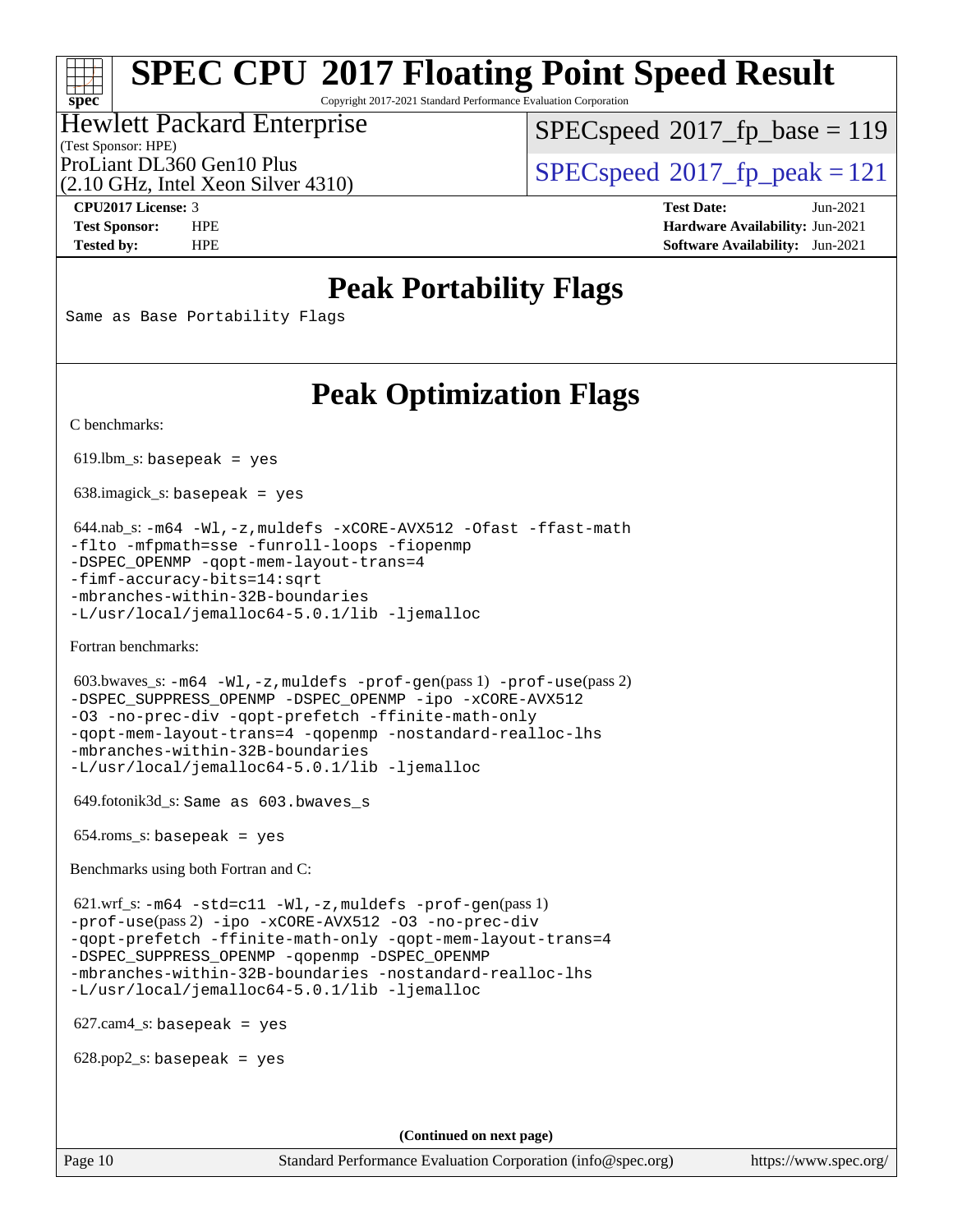# SPEC CPU 2017 Floating Point Speed Result

Copyright 2017-2021 Standard Performance Evaluation Corporation

**Hewlett Packard Enterprise**
(Test Sponsor: HPE)
ProLiant DL360 Gen10 Plus
(2.10 GHz, Intel Xeon Silver 4310)

SPECspeed 2017_fp_base = 119

SPECspeed 2017_fp_peak = 121

| | | | |
|---|---|---|---|
| **CPU2017 License:** | 3 | **Test Date:** | Jun-2021 |
| **Test Sponsor:** | HPE | **Hardware Availability:** | Jun-2021 |
| **Tested by:** | HPE | **Software Availability:** | Jun-2021 |

## Peak Portability Flags

Same as Base Portability Flags

## Peak Optimization Flags

C benchmarks:

619.lbm_s: `basepeak = yes`

638.imagick_s: `basepeak = yes`

644.nab_s: `-m64 -Wl,-z,muldefs -xCORE-AVX512 -Ofast -ffast-math -flto -mfpmath=sse -funroll-loops -fiopenmp -DSPEC_OPENMP -qopt-mem-layout-trans=4 -fimf-accuracy-bits=14:sqrt -mbranches-within-32B-boundaries -L/usr/local/jemalloc64-5.0.1/lib -ljemalloc`

Fortran benchmarks:

603.bwaves_s: `-m64 -Wl,-z,muldefs -prof-gen`(pass 1) `-prof-use`(pass 2) `-DSPEC_SUPPRESS_OPENMP -DSPEC_OPENMP -ipo -xCORE-AVX512 -O3 -no-prec-div -qopt-prefetch -ffinite-math-only -qopt-mem-layout-trans=4 -qopenmp -nostandard-realloc-lhs -mbranches-within-32B-boundaries -L/usr/local/jemalloc64-5.0.1/lib -ljemalloc`

649.fotonik3d_s: `Same as 603.bwaves_s`

654.roms_s: `basepeak = yes`

Benchmarks using both Fortran and C:

621.wrf_s: `-m64 -std=c11 -Wl,-z,muldefs -prof-gen`(pass 1) `-prof-use`(pass 2) `-ipo -xCORE-AVX512 -O3 -no-prec-div -qopt-prefetch -ffinite-math-only -qopt-mem-layout-trans=4 -DSPEC_SUPPRESS_OPENMP -qopenmp -DSPEC_OPENMP -mbranches-within-32B-boundaries -nostandard-realloc-lhs -L/usr/local/jemalloc64-5.0.1/lib -ljemalloc`

627.cam4_s: `basepeak = yes`

628.pop2_s: `basepeak = yes`

**(Continued on next page)**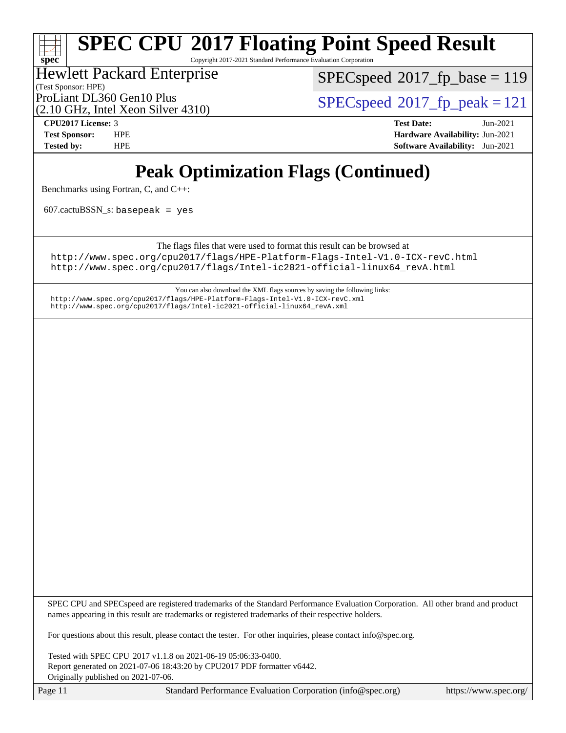# Peak Optimization Flags (Continued)

Benchmarks using Fortran, C, and C++:

607.cactuBSSN_s: `basepeak = yes`

The flags files that were used to format this result can be browsed at

http://www.spec.org/cpu2017/flags/HPE-Platform-Flags-Intel-V1.0-ICX-revC.html
http://www.spec.org/cpu2017/flags/Intel-ic2021-official-linux64_revA.html

You can also download the XML flags sources by saving the following links:

http://www.spec.org/cpu2017/flags/HPE-Platform-Flags-Intel-V1.0-ICX-revC.xml
http://www.spec.org/cpu2017/flags/Intel-ic2021-official-linux64_revA.xml

SPEC CPU and SPECspeed are registered trademarks of the Standard Performance Evaluation Corporation. All other brand and product names appearing in this result are trademarks or registered trademarks of their respective holders.

For questions about this result, please contact the tester. For other inquiries, please contact info@spec.org.

Tested with SPEC CPU 2017 v1.1.8 on 2021-06-19 05:06:33-0400.
Report generated on 2021-07-06 18:43:20 by CPU2017 PDF formatter v6442.
Originally published on 2021-07-06.